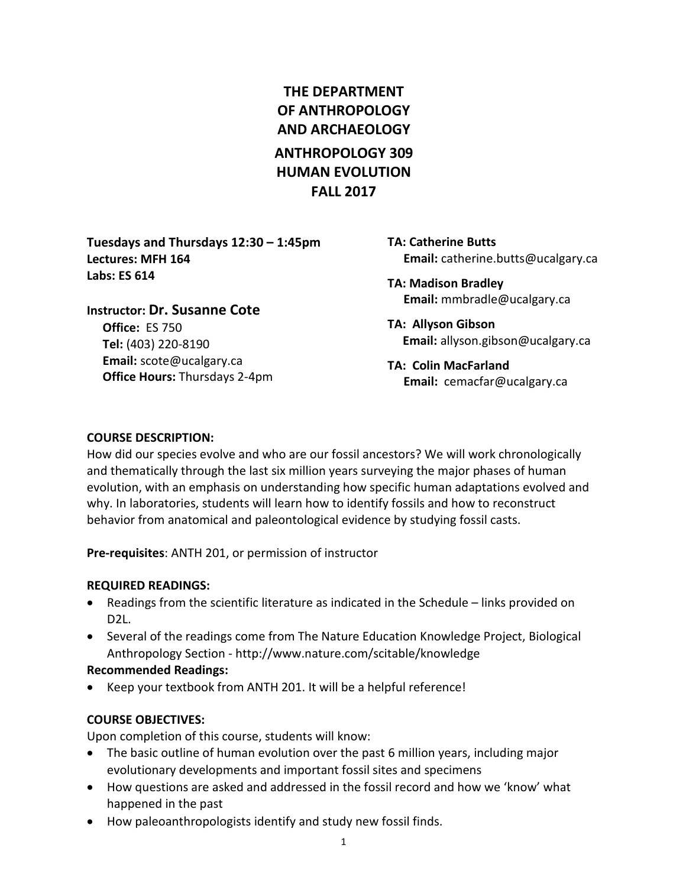# THE DEPARTMENT OF ANTHROPOLOGY AND ARCHAEOLOGY

## ANTHROPOLOGY 309
## HUMAN EVOLUTION
## FALL 2017

**Tuesdays and Thursdays 12:30 – 1:45pm**
**Lectures: MFH 164**
**Labs: ES 614**

**Instructor: Dr. Susanne Cote**
**Office:** ES 750
**Tel:** (403) 220-8190
**Email:** scote@ucalgary.ca
**Office Hours:** Thursdays 2-4pm

**TA: Catherine Butts**
**Email:** catherine.butts@ucalgary.ca

**TA: Madison Bradley**
**Email:** mmbradle@ucalgary.ca

**TA: Allyson Gibson**
**Email:** allyson.gibson@ucalgary.ca

**TA: Colin MacFarland**
**Email:** cemacfar@ucalgary.ca

### COURSE DESCRIPTION:

How did our species evolve and who are our fossil ancestors? We will work chronologically and thematically through the last six million years surveying the major phases of human evolution, with an emphasis on understanding how specific human adaptations evolved and why. In laboratories, students will learn how to identify fossils and how to reconstruct behavior from anatomical and paleontological evidence by studying fossil casts.

**Pre-requisites**: ANTH 201, or permission of instructor

### REQUIRED READINGS:

- Readings from the scientific literature as indicated in the Schedule – links provided on D2L.
- Several of the readings come from The Nature Education Knowledge Project, Biological Anthropology Section - http://www.nature.com/scitable/knowledge

**Recommended Readings:**

- Keep your textbook from ANTH 201. It will be a helpful reference!

### COURSE OBJECTIVES:

Upon completion of this course, students will know:

- The basic outline of human evolution over the past 6 million years, including major evolutionary developments and important fossil sites and specimens
- How questions are asked and addressed in the fossil record and how we 'know' what happened in the past
- How paleoanthropologists identify and study new fossil finds.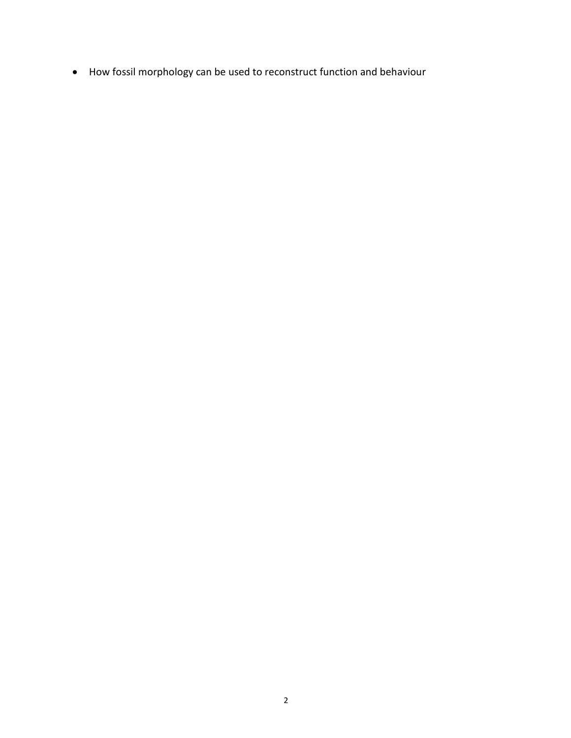- How fossil morphology can be used to reconstruct function and behaviour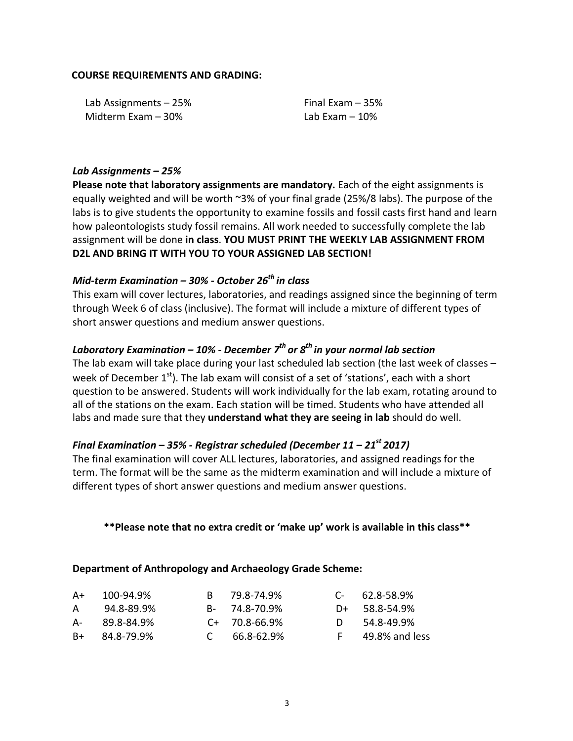**COURSE REQUIREMENTS AND GRADING:**

| | |
|---|---|
| Lab Assignments – 25% | Final Exam – 35% |
| Midterm Exam – 30% | Lab Exam – 10% |

***Lab Assignments – 25%***

**Please note that laboratory assignments are mandatory.** Each of the eight assignments is equally weighted and will be worth ~3% of your final grade (25%/8 labs). The purpose of the labs is to give students the opportunity to examine fossils and fossil casts first hand and learn how paleontologists study fossil remains. All work needed to successfully complete the lab assignment will be done **in class**. **YOU MUST PRINT THE WEEKLY LAB ASSIGNMENT FROM D2L AND BRING IT WITH YOU TO YOUR ASSIGNED LAB SECTION!**

***Mid-term Examination – 30% - October 26th in class***

This exam will cover lectures, laboratories, and readings assigned since the beginning of term through Week 6 of class (inclusive). The format will include a mixture of different types of short answer questions and medium answer questions.

***Laboratory Examination – 10% - December 7th or 8th in your normal lab section***

The lab exam will take place during your last scheduled lab section (the last week of classes – week of December 1st). The lab exam will consist of a set of 'stations', each with a short question to be answered. Students will work individually for the lab exam, rotating around to all of the stations on the exam. Each station will be timed. Students who have attended all labs and made sure that they **understand what they are seeing in lab** should do well.

***Final Examination – 35% - Registrar scheduled (December 11 – 21st 2017)***

The final examination will cover ALL lectures, laboratories, and assigned readings for the term. The format will be the same as the midterm examination and will include a mixture of different types of short answer questions and medium answer questions.

**\*\*Please note that no extra credit or 'make up' work is available in this class\*\***

**Department of Anthropology and Archaeology Grade Scheme:**

| | | | | | |
|---|---|---|---|---|---|
| A+ | 100-94.9% | B | 79.8-74.9% | C- | 62.8-58.9% |
| A | 94.8-89.9% | B- | 74.8-70.9% | D+ | 58.8-54.9% |
| A- | 89.8-84.9% | C+ | 70.8-66.9% | D | 54.8-49.9% |
| B+ | 84.8-79.9% | C | 66.8-62.9% | F | 49.8% and less |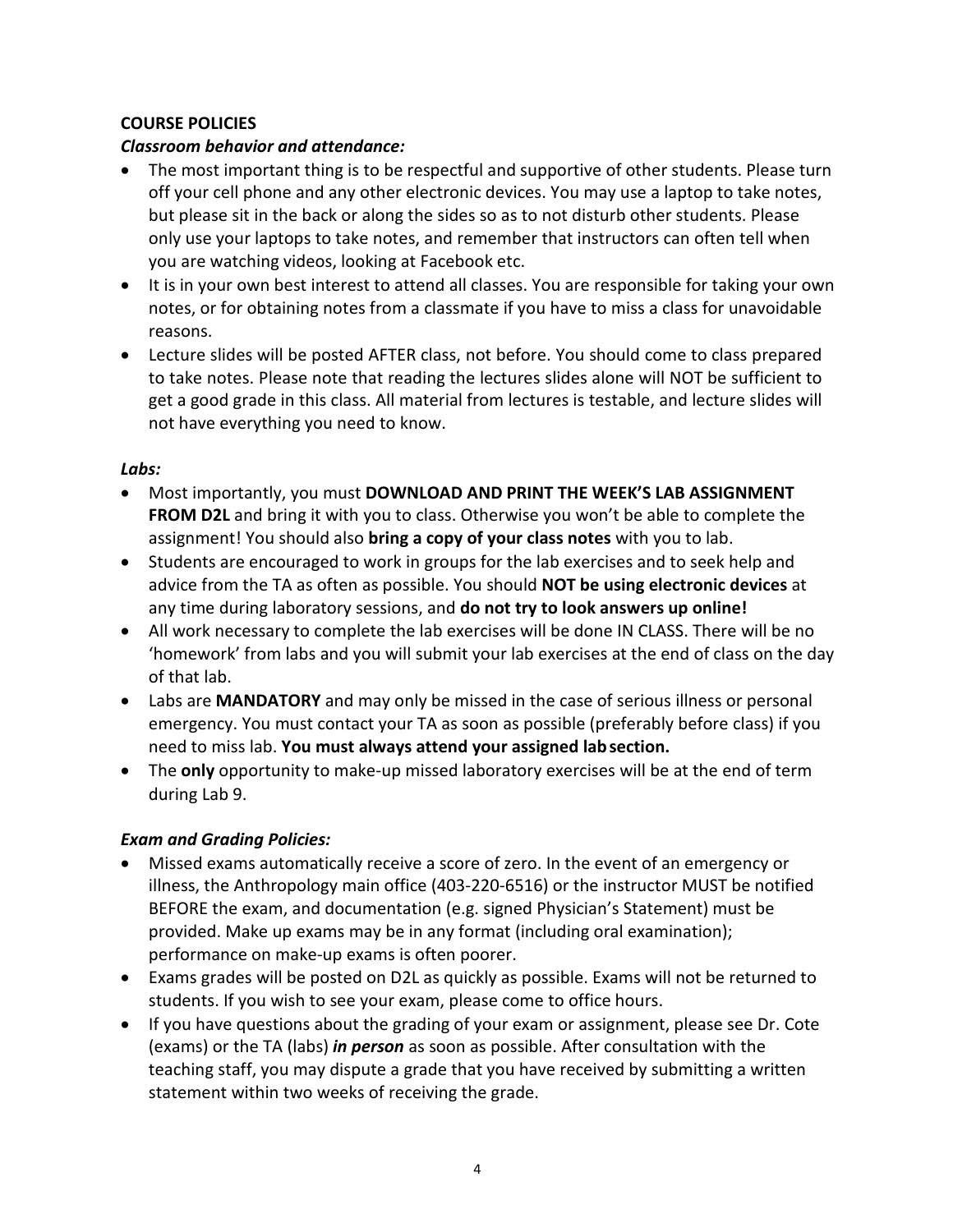**COURSE POLICIES**

***Classroom behavior and attendance:***

- The most important thing is to be respectful and supportive of other students. Please turn off your cell phone and any other electronic devices. You may use a laptop to take notes, but please sit in the back or along the sides so as to not disturb other students. Please only use your laptops to take notes, and remember that instructors can often tell when you are watching videos, looking at Facebook etc.
- It is in your own best interest to attend all classes. You are responsible for taking your own notes, or for obtaining notes from a classmate if you have to miss a class for unavoidable reasons.
- Lecture slides will be posted AFTER class, not before. You should come to class prepared to take notes. Please note that reading the lectures slides alone will NOT be sufficient to get a good grade in this class. All material from lectures is testable, and lecture slides will not have everything you need to know.

***Labs:***

- Most importantly, you must **DOWNLOAD AND PRINT THE WEEK'S LAB ASSIGNMENT FROM D2L** and bring it with you to class. Otherwise you won't be able to complete the assignment! You should also **bring a copy of your class notes** with you to lab.
- Students are encouraged to work in groups for the lab exercises and to seek help and advice from the TA as often as possible. You should **NOT be using electronic devices** at any time during laboratory sessions, and **do not try to look answers up online!**
- All work necessary to complete the lab exercises will be done IN CLASS. There will be no 'homework' from labs and you will submit your lab exercises at the end of class on the day of that lab.
- Labs are **MANDATORY** and may only be missed in the case of serious illness or personal emergency. You must contact your TA as soon as possible (preferably before class) if you need to miss lab. **You must always attend your assigned lab section.**
- The **only** opportunity to make-up missed laboratory exercises will be at the end of term during Lab 9.

***Exam and Grading Policies:***

- Missed exams automatically receive a score of zero. In the event of an emergency or illness, the Anthropology main office (403-220-6516) or the instructor MUST be notified BEFORE the exam, and documentation (e.g. signed Physician's Statement) must be provided. Make up exams may be in any format (including oral examination); performance on make-up exams is often poorer.
- Exams grades will be posted on D2L as quickly as possible. Exams will not be returned to students. If you wish to see your exam, please come to office hours.
- If you have questions about the grading of your exam or assignment, please see Dr. Cote (exams) or the TA (labs) ***in person*** as soon as possible. After consultation with the teaching staff, you may dispute a grade that you have received by submitting a written statement within two weeks of receiving the grade.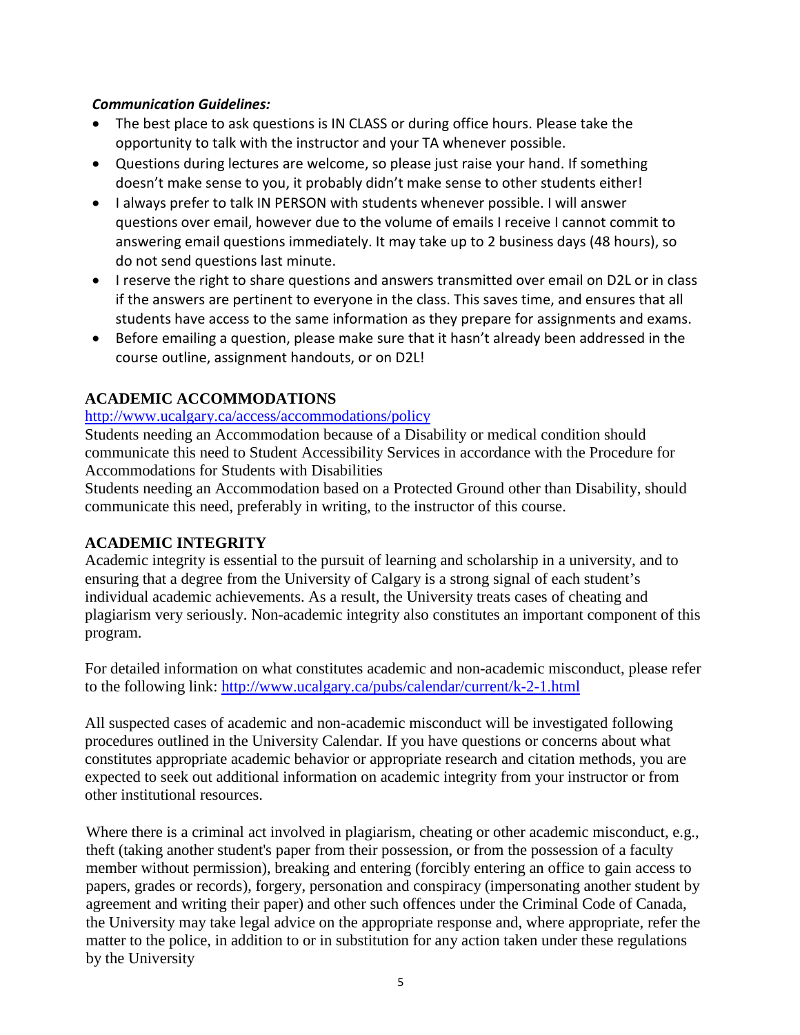***Communication Guidelines:***

- The best place to ask questions is IN CLASS or during office hours. Please take the opportunity to talk with the instructor and your TA whenever possible.
- Questions during lectures are welcome, so please just raise your hand. If something doesn't make sense to you, it probably didn't make sense to other students either!
- I always prefer to talk IN PERSON with students whenever possible. I will answer questions over email, however due to the volume of emails I receive I cannot commit to answering email questions immediately. It may take up to 2 business days (48 hours), so do not send questions last minute.
- I reserve the right to share questions and answers transmitted over email on D2L or in class if the answers are pertinent to everyone in the class. This saves time, and ensures that all students have access to the same information as they prepare for assignments and exams.
- Before emailing a question, please make sure that it hasn't already been addressed in the course outline, assignment handouts, or on D2L!

## ACADEMIC ACCOMMODATIONS

http://www.ucalgary.ca/access/accommodations/policy

Students needing an Accommodation because of a Disability or medical condition should communicate this need to Student Accessibility Services in accordance with the Procedure for Accommodations for Students with Disabilities

Students needing an Accommodation based on a Protected Ground other than Disability, should communicate this need, preferably in writing, to the instructor of this course.

## ACADEMIC INTEGRITY

Academic integrity is essential to the pursuit of learning and scholarship in a university, and to ensuring that a degree from the University of Calgary is a strong signal of each student's individual academic achievements. As a result, the University treats cases of cheating and plagiarism very seriously. Non-academic integrity also constitutes an important component of this program.

For detailed information on what constitutes academic and non-academic misconduct, please refer to the following link: http://www.ucalgary.ca/pubs/calendar/current/k-2-1.html

All suspected cases of academic and non-academic misconduct will be investigated following procedures outlined in the University Calendar. If you have questions or concerns about what constitutes appropriate academic behavior or appropriate research and citation methods, you are expected to seek out additional information on academic integrity from your instructor or from other institutional resources.

Where there is a criminal act involved in plagiarism, cheating or other academic misconduct, e.g., theft (taking another student's paper from their possession, or from the possession of a faculty member without permission), breaking and entering (forcibly entering an office to gain access to papers, grades or records), forgery, personation and conspiracy (impersonating another student by agreement and writing their paper) and other such offences under the Criminal Code of Canada, the University may take legal advice on the appropriate response and, where appropriate, refer the matter to the police, in addition to or in substitution for any action taken under these regulations by the University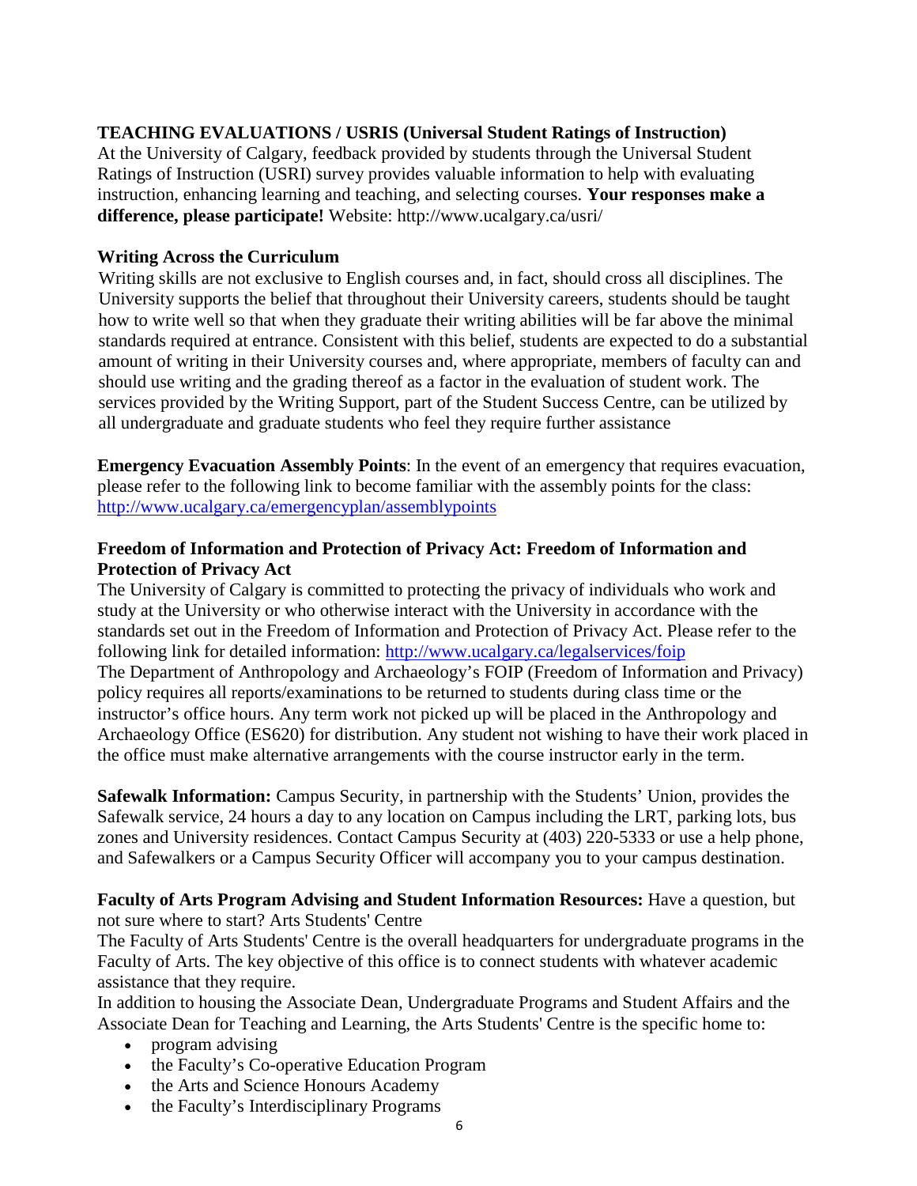**TEACHING EVALUATIONS / USRIS (Universal Student Ratings of Instruction)**
At the University of Calgary, feedback provided by students through the Universal Student Ratings of Instruction (USRI) survey provides valuable information to help with evaluating instruction, enhancing learning and teaching, and selecting courses. **Your responses make a difference, please participate!** Website: http://www.ucalgary.ca/usri/

**Writing Across the Curriculum**
Writing skills are not exclusive to English courses and, in fact, should cross all disciplines. The University supports the belief that throughout their University careers, students should be taught how to write well so that when they graduate their writing abilities will be far above the minimal standards required at entrance. Consistent with this belief, students are expected to do a substantial amount of writing in their University courses and, where appropriate, members of faculty can and should use writing and the grading thereof as a factor in the evaluation of student work. The services provided by the Writing Support, part of the Student Success Centre, can be utilized by all undergraduate and graduate students who feel they require further assistance

**Emergency Evacuation Assembly Points**: In the event of an emergency that requires evacuation, please refer to the following link to become familiar with the assembly points for the class: http://www.ucalgary.ca/emergencyplan/assemblypoints

**Freedom of Information and Protection of Privacy Act: Freedom of Information and Protection of Privacy Act**
The University of Calgary is committed to protecting the privacy of individuals who work and study at the University or who otherwise interact with the University in accordance with the standards set out in the Freedom of Information and Protection of Privacy Act. Please refer to the following link for detailed information: http://www.ucalgary.ca/legalservices/foip
The Department of Anthropology and Archaeology's FOIP (Freedom of Information and Privacy) policy requires all reports/examinations to be returned to students during class time or the instructor's office hours. Any term work not picked up will be placed in the Anthropology and Archaeology Office (ES620) for distribution. Any student not wishing to have their work placed in the office must make alternative arrangements with the course instructor early in the term.

**Safewalk Information:** Campus Security, in partnership with the Students' Union, provides the Safewalk service, 24 hours a day to any location on Campus including the LRT, parking lots, bus zones and University residences. Contact Campus Security at (403) 220-5333 or use a help phone, and Safewalkers or a Campus Security Officer will accompany you to your campus destination.

**Faculty of Arts Program Advising and Student Information Resources:** Have a question, but not sure where to start? Arts Students' Centre
The Faculty of Arts Students' Centre is the overall headquarters for undergraduate programs in the Faculty of Arts. The key objective of this office is to connect students with whatever academic assistance that they require.
In addition to housing the Associate Dean, Undergraduate Programs and Student Affairs and the Associate Dean for Teaching and Learning, the Arts Students' Centre is the specific home to:

- program advising
- the Faculty's Co-operative Education Program
- the Arts and Science Honours Academy
- the Faculty's Interdisciplinary Programs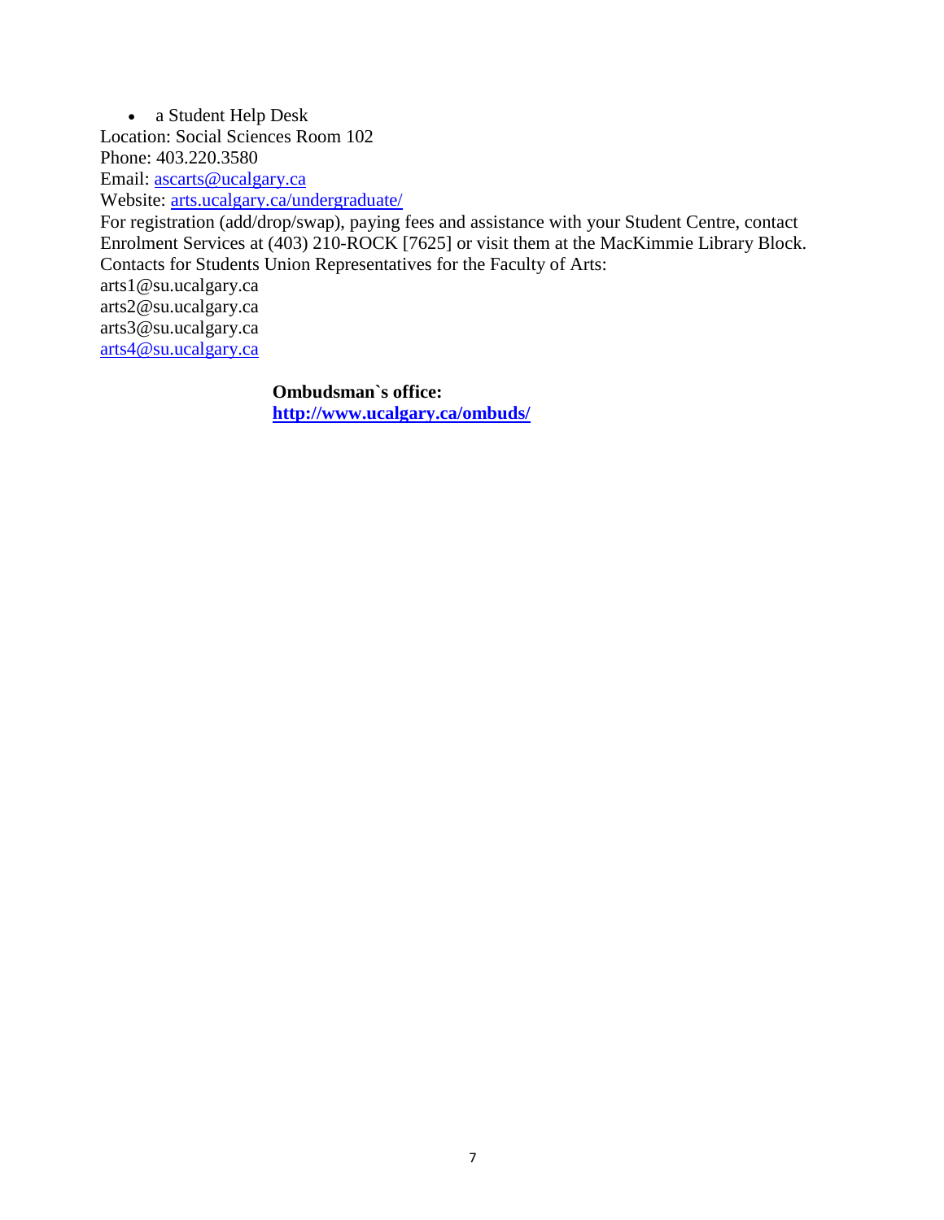- a Student Help Desk

Location: Social Sciences Room 102
Phone: 403.220.3580
Email: ascarts@ucalgary.ca
Website: arts.ucalgary.ca/undergraduate/
For registration (add/drop/swap), paying fees and assistance with your Student Centre, contact Enrolment Services at (403) 210-ROCK [7625] or visit them at the MacKimmie Library Block.
Contacts for Students Union Representatives for the Faculty of Arts:
arts1@su.ucalgary.ca
arts2@su.ucalgary.ca
arts3@su.ucalgary.ca
arts4@su.ucalgary.ca

**Ombudsman`s office:**
**http://www.ucalgary.ca/ombuds/**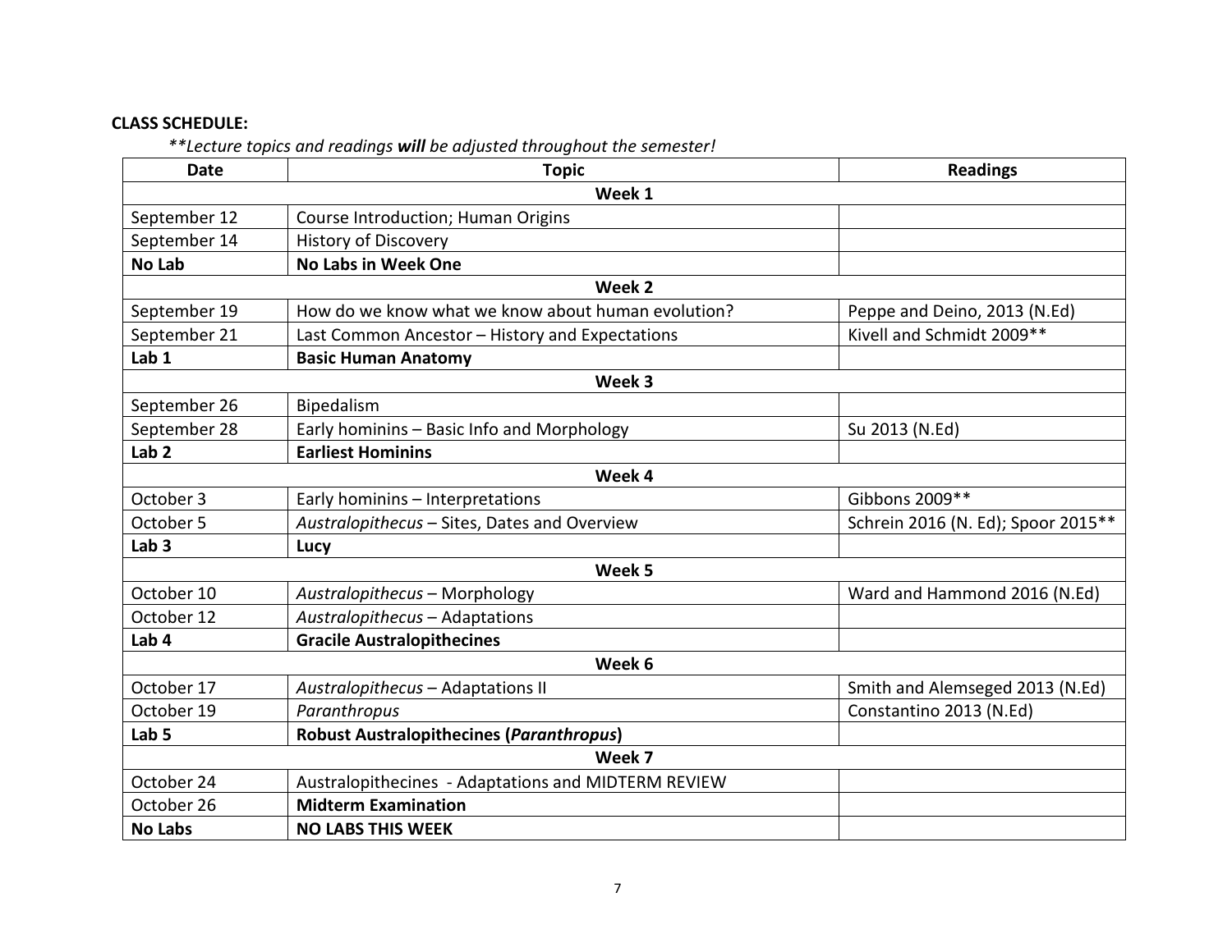**CLASS SCHEDULE:**

*\*\*Lecture topics and readings **will** be adjusted throughout the semester!*

| Date | Topic | Readings |
|---|---|---|
| | **Week 1** | |
| September 12 | Course Introduction; Human Origins | |
| September 14 | History of Discovery | |
| **No Lab** | **No Labs in Week One** | |
| | **Week 2** | |
| September 19 | How do we know what we know about human evolution? | Peppe and Deino, 2013 (N.Ed) |
| September 21 | Last Common Ancestor – History and Expectations | Kivell and Schmidt 2009** |
| **Lab 1** | **Basic Human Anatomy** | |
| | **Week 3** | |
| September 26 | Bipedalism | |
| September 28 | Early hominins – Basic Info and Morphology | Su 2013 (N.Ed) |
| **Lab 2** | **Earliest Hominins** | |
| | **Week 4** | |
| October 3 | Early hominins – Interpretations | Gibbons 2009** |
| October 5 | *Australopithecus* – Sites, Dates and Overview | Schrein 2016 (N. Ed); Spoor 2015** |
| **Lab 3** | **Lucy** | |
| | **Week 5** | |
| October 10 | *Australopithecus* – Morphology | Ward and Hammond 2016 (N.Ed) |
| October 12 | *Australopithecus* – Adaptations | |
| **Lab 4** | **Gracile Australopithecines** | |
| | **Week 6** | |
| October 17 | *Australopithecus* – Adaptations II | Smith and Alemseged 2013 (N.Ed) |
| October 19 | *Paranthropus* | Constantino 2013 (N.Ed) |
| **Lab 5** | **Robust Australopithecines (*Paranthropus*)** | |
| | **Week 7** | |
| October 24 | Australopithecines - Adaptations and MIDTERM REVIEW | |
| October 26 | **Midterm Examination** | |
| **No Labs** | **NO LABS THIS WEEK** | |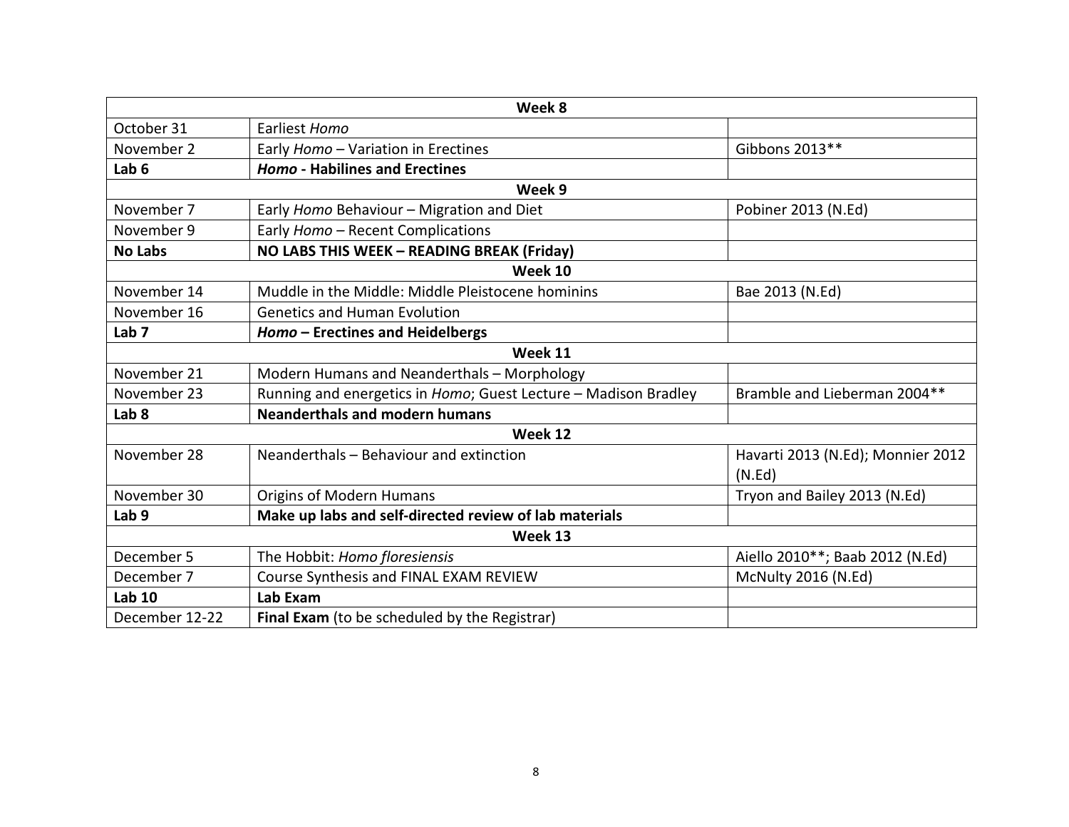| | | |
|---|---|---|
| **Week 8** | | |
| October 31 | Earliest *Homo* | |
| November 2 | Early *Homo* – Variation in Erectines | Gibbons 2013** |
| **Lab 6** | ***Homo* - Habilines and Erectines** | |
| **Week 9** | | |
| November 7 | Early *Homo* Behaviour – Migration and Diet | Pobiner 2013 (N.Ed) |
| November 9 | Early *Homo* – Recent Complications | |
| **No Labs** | **NO LABS THIS WEEK – READING BREAK (Friday)** | |
| **Week 10** | | |
| November 14 | Muddle in the Middle: Middle Pleistocene hominins | Bae 2013 (N.Ed) |
| November 16 | Genetics and Human Evolution | |
| **Lab 7** | ***Homo* – Erectines and Heidelbergs** | |
| **Week 11** | | |
| November 21 | Modern Humans and Neanderthals – Morphology | |
| November 23 | Running and energetics in *Homo*; Guest Lecture – Madison Bradley | Bramble and Lieberman 2004** |
| **Lab 8** | **Neanderthals and modern humans** | |
| **Week 12** | | |
| November 28 | Neanderthals – Behaviour and extinction | Havarti 2013 (N.Ed); Monnier 2012 (N.Ed) |
| November 30 | Origins of Modern Humans | Tryon and Bailey 2013 (N.Ed) |
| **Lab 9** | **Make up labs and self-directed review of lab materials** | |
| **Week 13** | | |
| December 5 | The Hobbit: *Homo floresiensis* | Aiello 2010**; Baab 2012 (N.Ed) |
| December 7 | Course Synthesis and FINAL EXAM REVIEW | McNulty 2016 (N.Ed) |
| **Lab 10** | **Lab Exam** | |
| December 12-22 | **Final Exam** (to be scheduled by the Registrar) | |